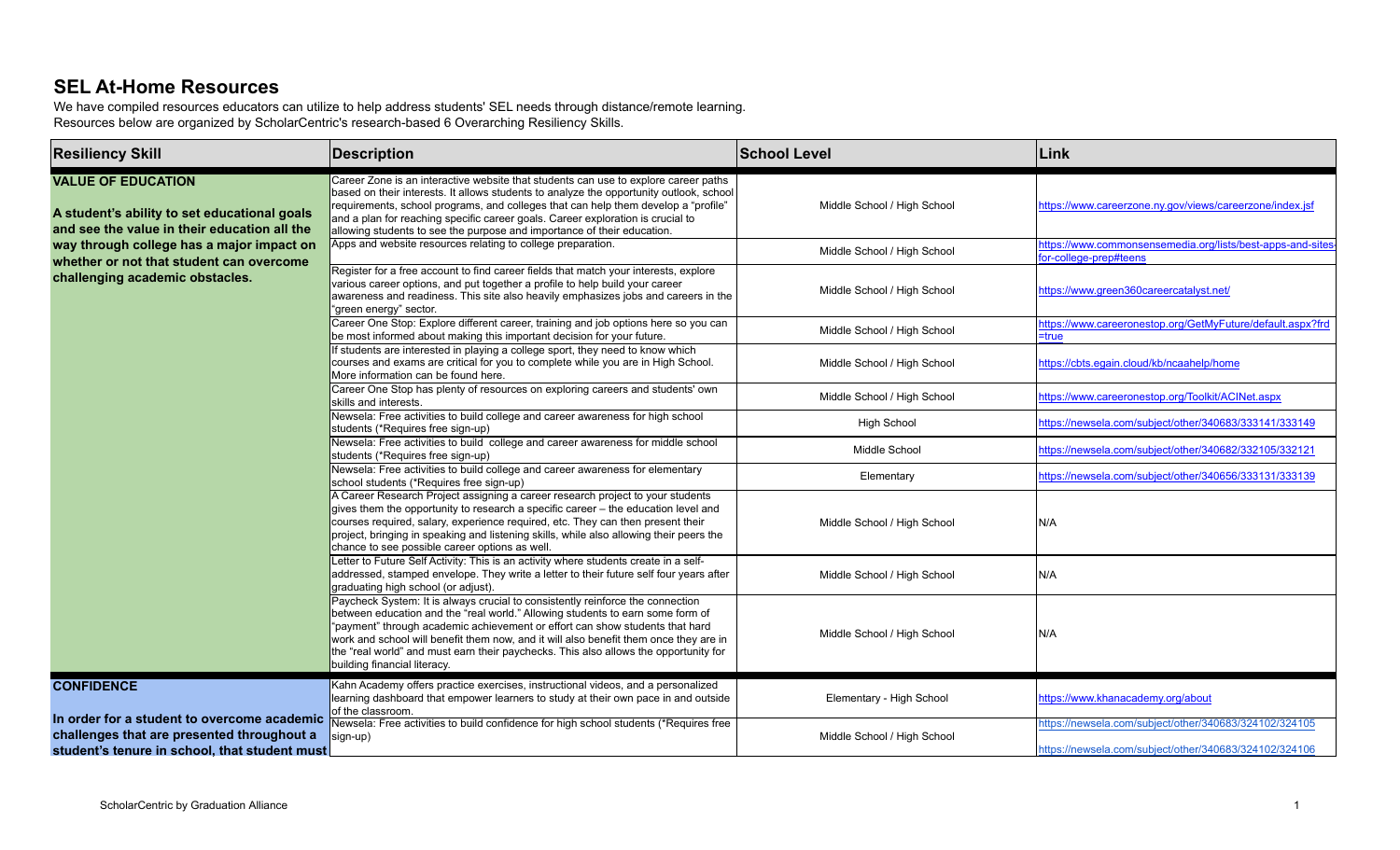# SEL At-Home Resources

We have compiled resources educators can utilize to help address students' SEL needs through distance/remote learning.
Resources below are organized by ScholarCentric's research-based 6 Overarching Resiliency Skills.

| Resiliency Skill | Description | School Level | Link |
|---|---|---|---|
| **VALUE OF EDUCATION**<br><br>**A student's ability to set educational goals and see the value in their education all the way through college has a major impact on whether or not that student can overcome challenging academic obstacles.** | Career Zone is an interactive website that students can use to explore career paths based on their interests. It allows students to analyze the opportunity outlook, school requirements, school programs, and colleges that can help them develop a "profile" and a plan for reaching specific career goals. Career exploration is crucial to allowing students to see the purpose and importance of their education. | Middle School / High School | https://www.careerzone.ny.gov/views/careerzone/index.jsf |
| | Apps and website resources relating to college preparation. | Middle School / High School | https://www.commonsensemedia.org/lists/best-apps-and-sites-for-college-prep#teens |
| | Register for a free account to find career fields that match your interests, explore various career options, and put together a profile to help build your career awareness and readiness. This site also heavily emphasizes jobs and careers in the "green energy" sector. | Middle School / High School | https://www.green360careercatalyst.net/ |
| | Career One Stop: Explore different career, training and job options here so you can be most informed about making this important decision for your future. | Middle School / High School | https://www.careeronestop.org/GetMyFuture/default.aspx?frd=true |
| | If students are interested in playing a college sport, they need to know which courses and exams are critical for you to complete while you are in High School. More information can be found here. | Middle School / High School | https://cbts.egain.cloud/kb/ncaahelp/home |
| | Career One Stop has plenty of resources on exploring careers and students' own skills and interests. | Middle School / High School | https://www.careeronestop.org/Toolkit/ACINet.aspx |
| | Newsela: Free activities to build college and career awareness for high school students (*Requires free sign-up) | High School | https://newsela.com/subject/other/340683/333141/333149 |
| | Newsela: Free activities to build college and career awareness for middle school students (*Requires free sign-up) | Middle School | https://newsela.com/subject/other/340682/332105/332121 |
| | Newsela: Free activities to build college and career awareness for elementary school students (*Requires free sign-up) | Elementary | https://newsela.com/subject/other/340656/333131/333139 |
| | A Career Research Project assigning a career research project to your students gives them the opportunity to research a specific career – the education level and courses required, salary, experience required, etc. They can then present their project, bringing in speaking and listening skills, while also allowing their peers the chance to see possible career options as well. | Middle School / High School | N/A |
| | Letter to Future Self Activity: This is an activity where students create in a self-addressed, stamped envelope. They write a letter to their future self four years after graduating high school (or adjust). | Middle School / High School | N/A |
| | Paycheck System: It is always crucial to consistently reinforce the connection between education and the "real world." Allowing students to earn some form of "payment" through academic achievement or effort can show students that hard work and school will benefit them now, and it will also benefit them once they are in the "real world" and must earn their paychecks. This also allows the opportunity for building financial literacy. | Middle School / High School | N/A |
| **CONFIDENCE**<br><br>**In order for a student to overcome academic challenges that are presented throughout a student's tenure in school, that student must** | Kahn Academy offers practice exercises, instructional videos, and a personalized learning dashboard that empower learners to study at their own pace in and outside of the classroom. | Elementary - High School | https://www.khanacademy.org/about |
| | Newsela: Free activities to build confidence for high school students (*Requires free sign-up) | Middle School / High School | https://newsela.com/subject/other/340683/324102/324105<br><br>https://newsela.com/subject/other/340683/324102/324106 |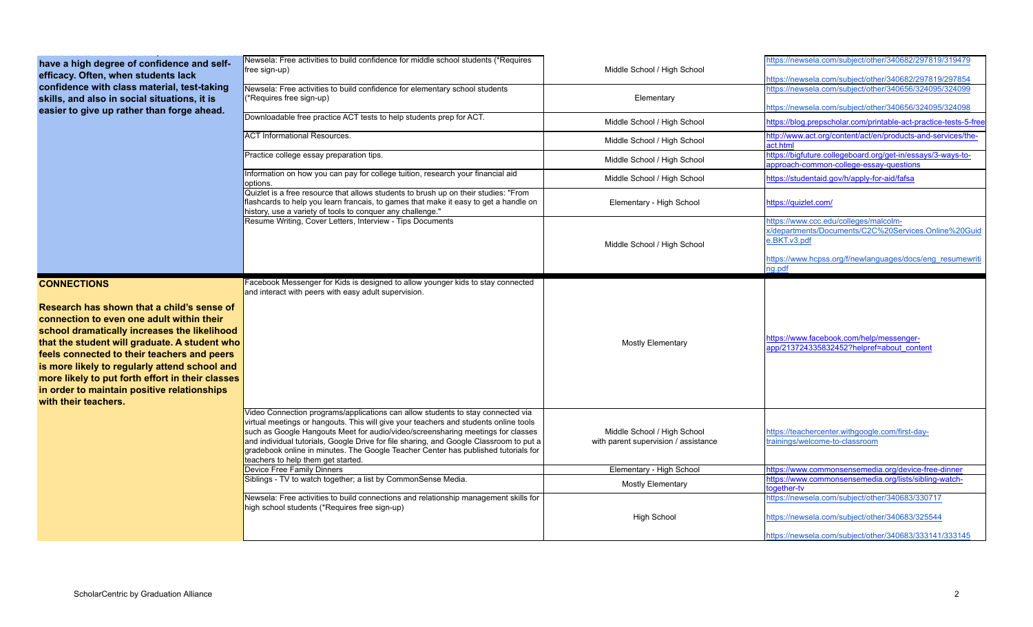| | | | |
|---|---|---|---|
| **have a high degree of confidence and self-efficacy. Often, when students lack confidence with class material, test-taking skills, and also in social situations, it is easier to give up rather than forge ahead.** | Newsela: Free activities to build confidence for middle school students (*Requires free sign-up) | Middle School / High School | https://newsela.com/subject/other/340682/297819/319479<br><br>https://newsela.com/subject/other/340682/297819/297854 |
| | Newsela: Free activities to build confidence for elementary school students (*Requires free sign-up) | Elementary | https://newsela.com/subject/other/340656/324095/324099<br><br>https://newsela.com/subject/other/340656/324095/324098 |
| | Downloadable free practice ACT tests to help students prep for ACT. | Middle School / High School | https://blog.prepscholar.com/printable-act-practice-tests-5-free |
| | ACT Informational Resources. | Middle School / High School | http://www.act.org/content/act/en/products-and-services/the-act.html |
| | Practice college essay preparation tips. | Middle School / High School | https://bigfuture.collegeboard.org/get-in/essays/3-ways-to-approach-common-college-essay-questions |
| | Information on how you can pay for college tuition, research your financial aid options. | Middle School / High School | https://studentaid.gov/h/apply-for-aid/fafsa |
| | Quizlet is a free resource that allows students to brush up on their studies: "From flashcards to help you learn francais, to games that make it easy to get a handle on history, use a variety of tools to conquer any challenge." | Elementary - High School | https://quizlet.com/ |
| | Resume Writing, Cover Letters, Interview - Tips Documents | Middle School / High School | https://www.ccc.edu/colleges/malcolm-x/departments/Documents/C2C%20Services.Online%20Guide.BKT.v3.pdf<br><br>https://www.hcpss.org/f/newlanguages/docs/eng_resumewriting.pdf |
| **CONNECTIONS**<br><br>**Research has shown that a child's sense of connection to even one adult within their school dramatically increases the likelihood that the student will graduate. A student who feels connected to their teachers and peers is more likely to regularly attend school and more likely to put forth effort in their classes in order to maintain positive relationships with their teachers.** | Facebook Messenger for Kids is designed to allow younger kids to stay connected and interact with peers with easy adult supervision. | Mostly Elementary | https://www.facebook.com/help/messenger-app/213724335832452?helpref=about_content |
| | Video Connection programs/applications can allow students to stay connected via virtual meetings or hangouts. This will give your teachers and students online tools such as Google Hangouts Meet for audio/video/screensharing meetings for classes and individual tutorials, Google Drive for file sharing, and Google Classroom to put a gradebook online in minutes. The Google Teacher Center has published tutorials for teachers to help them get started. | Middle School / High School with parent supervision / assistance | https://teachercenter.withgoogle.com/first-day-trainings/welcome-to-classroom |
| | Device Free Family Dinners | Elementary - High School | https://www.commonsensemedia.org/device-free-dinner |
| | Siblings - TV to watch together; a list by CommonSense Media. | Mostly Elementary | https://www.commonsensemedia.org/lists/sibling-watch-together-tv |
| | Newsela: Free activities to build connections and relationship management skills for high school students (*Requires free sign-up) | High School | https://newsela.com/subject/other/340683/330717<br><br>https://newsela.com/subject/other/340683/325544<br><br>https://newsela.com/subject/other/340683/333141/333145 |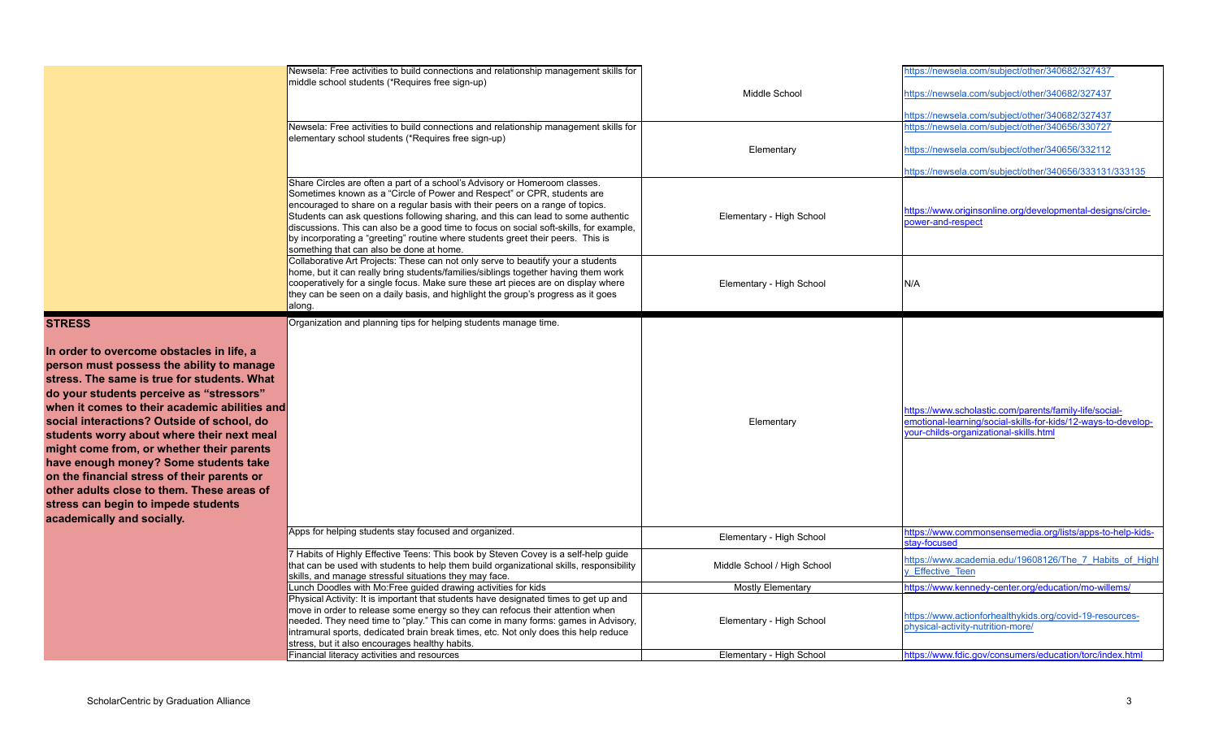| | | | |
|---|---|---|---|
| | Newsela: Free activities to build connections and relationship management skills for middle school students (*Requires free sign-up) | Middle School | https://newsela.com/subject/other/340682/327437<br>https://newsela.com/subject/other/340682/327437<br>https://newsela.com/subject/other/340682/327437 |
| | Newsela: Free activities to build connections and relationship management skills for elementary school students (*Requires free sign-up) | Elementary | https://newsela.com/subject/other/340656/330727<br>https://newsela.com/subject/other/340656/332112<br>https://newsela.com/subject/other/340656/333131/333135 |
| | Share Circles are often a part of a school's Advisory or Homeroom classes. Sometimes known as a "Circle of Power and Respect" or CPR, students are encouraged to share on a regular basis with their peers on a range of topics. Students can ask questions following sharing, and this can lead to some authentic discussions. This can also be a good time to focus on social soft-skills, for example, by incorporating a "greeting" routine where students greet their peers. This is something that can also be done at home. | Elementary - High School | https://www.originsonline.org/developmental-designs/circle-power-and-respect |
| | Collaborative Art Projects: These can not only serve to beautify your a students home, but it can really bring students/families/siblings together having them work cooperatively for a single focus. Make sure these art pieces are on display where they can be seen on a daily basis, and highlight the group's progress as it goes along. | Elementary - High School | N/A |
| **STRESS**<br><br>**In order to overcome obstacles in life, a person must possess the ability to manage stress. The same is true for students. What do your students perceive as "stressors" when it comes to their academic abilities and social interactions? Outside of school, do students worry about where their next meal might come from, or whether their parents have enough money? Some students take on the financial stress of their parents or other adults close to them. These areas of stress can begin to impede students academically and socially.** | Organization and planning tips for helping students manage time. | Elementary | https://www.scholastic.com/parents/family-life/social-emotional-learning/social-skills-for-kids/12-ways-to-develop-your-childs-organizational-skills.html |
| | Apps for helping students stay focused and organized. | Elementary - High School | https://www.commonsensemedia.org/lists/apps-to-help-kids-stay-focused |
| | 7 Habits of Highly Effective Teens: This book by Steven Covey is a self-help guide that can be used with students to help them build organizational skills, responsibility skills, and manage stressful situations they may face. | Middle School / High School | https://www.academia.edu/19608126/The_7_Habits_of_Highly_Effective_Teen |
| | Lunch Doodles with Mo:Free guided drawing activities for kids | Mostly Elementary | https://www.kennedy-center.org/education/mo-willems/ |
| | Physical Activity: It is important that students have designated times to get up and move in order to release some energy so they can refocus their attention when needed. They need time to "play." This can come in many forms: games in Advisory, intramural sports, dedicated brain break times, etc. Not only does this help reduce stress, but it also encourages healthy habits. | Elementary - High School | https://www.actionforhealthykids.org/covid-19-resources-physical-activity-nutrition-more/ |
| | Financial literacy activities and resources | Elementary - High School | https://www.fdic.gov/consumers/education/torc/index.html |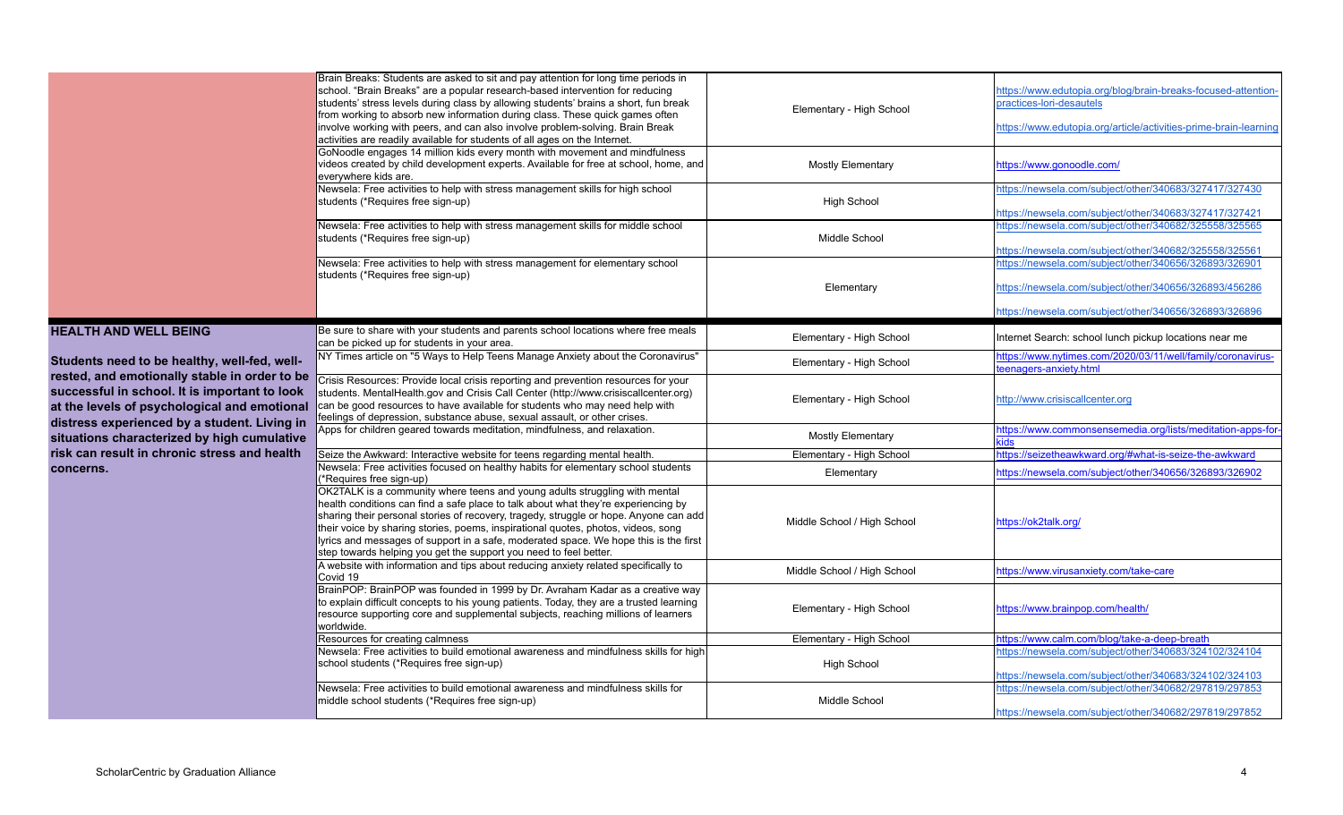| | | | |
|---|---|---|---|
| | Brain Breaks: Students are asked to sit and pay attention for long time periods in school. "Brain Breaks" are a popular research-based intervention for reducing students' stress levels during class by allowing students' brains a short, fun break from working to absorb new information during class. These quick games often involve working with peers, and can also involve problem-solving. Brain Break activities are readily available for students of all ages on the Internet. | Elementary - High School | https://www.edutopia.org/blog/brain-breaks-focused-attention-practices-lori-desautels<br><br>https://www.edutopia.org/article/activities-prime-brain-learning |
| | GoNoodle engages 14 million kids every month with movement and mindfulness videos created by child development experts. Available for free at school, home, and everywhere kids are. | Mostly Elementary | https://www.gonoodle.com/ |
| | Newsela: Free activities to help with stress management skills for high school students (*Requires free sign-up) | High School | https://newsela.com/subject/other/340683/327417/327430<br><br>https://newsela.com/subject/other/340683/327417/327421 |
| | Newsela: Free activities to help with stress management skills for middle school students (*Requires free sign-up) | Middle School | https://newsela.com/subject/other/340682/325558/325565<br><br>https://newsela.com/subject/other/340682/325558/325561 |
| | Newsela: Free activities to help with stress management for elementary school students (*Requires free sign-up) | Elementary | https://newsela.com/subject/other/340656/326893/326901<br><br>https://newsela.com/subject/other/340656/326893/456286<br><br>https://newsela.com/subject/other/340656/326893/326896 |
| **HEALTH AND WELL BEING**<br><br>**Students need to be healthy, well-fed, well-rested, and emotionally stable in order to be successful in school. It is important to look at the levels of psychological and emotional distress experienced by a student. Living in situations characterized by high cumulative risk can result in chronic stress and health concerns.** | Be sure to share with your students and parents school locations where free meals can be picked up for students in your area. | Elementary - High School | Internet Search: school lunch pickup locations near me |
| | NY Times article on "5 Ways to Help Teens Manage Anxiety about the Coronavirus" | Elementary - High School | https://www.nytimes.com/2020/03/11/well/family/coronavirus-teenagers-anxiety.html |
| | Crisis Resources: Provide local crisis reporting and prevention resources for your students. MentalHealth.gov and Crisis Call Center (http://www.crisiscallcenter.org) can be good resources to have available for students who may need help with feelings of depression, substance abuse, sexual assault, or other crises. | Elementary - High School | http://www.crisiscallcenter.org |
| | Apps for children geared towards meditation, mindfulness, and relaxation. | Mostly Elementary | https://www.commonsensemedia.org/lists/meditation-apps-for-kids |
| | Seize the Awkward: Interactive website for teens regarding mental health. | Elementary - High School | https://seizetheawkward.org/#what-is-seize-the-awkward |
| | Newsela: Free activities focused on healthy habits for elementary school students (*Requires free sign-up) | Elementary | https://newsela.com/subject/other/340656/326893/326902 |
| | OK2TALK is a community where teens and young adults struggling with mental health conditions can find a safe place to talk about what they're experiencing by sharing their personal stories of recovery, tragedy, struggle or hope. Anyone can add their voice by sharing stories, poems, inspirational quotes, photos, videos, song lyrics and messages of support in a safe, moderated space. We hope this is the first step towards helping you get the support you need to feel better. | Middle School / High School | https://ok2talk.org/ |
| | A website with information and tips about reducing anxiety related specifically to Covid 19 | Middle School / High School | https://www.virusanxiety.com/take-care |
| | BrainPOP: BrainPOP was founded in 1999 by Dr. Avraham Kadar as a creative way to explain difficult concepts to his young patients. Today, they are a trusted learning resource supporting core and supplemental subjects, reaching millions of learners worldwide. | Elementary - High School | https://www.brainpop.com/health/ |
| | Resources for creating calmness | Elementary - High School | https://www.calm.com/blog/take-a-deep-breath |
| | Newsela: Free activities to build emotional awareness and mindfulness skills for high school students (*Requires free sign-up) | High School | https://newsela.com/subject/other/340683/324102/324104<br><br>https://newsela.com/subject/other/340683/324102/324103 |
| | Newsela: Free activities to build emotional awareness and mindfulness skills for middle school students (*Requires free sign-up) | Middle School | https://newsela.com/subject/other/340682/297819/297853<br><br>https://newsela.com/subject/other/340682/297819/297852 |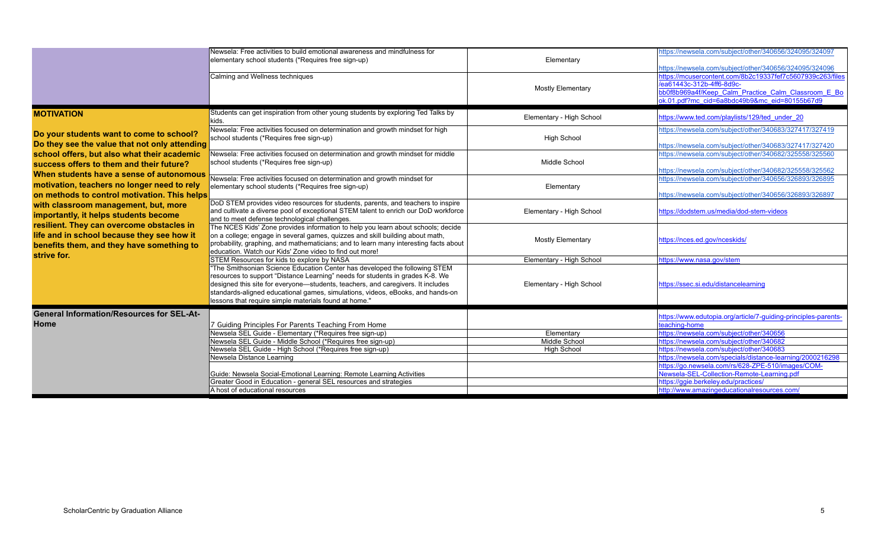| | | | |
|---|---|---|---|
| | Newsela: Free activities to build emotional awareness and mindfulness for elementary school students (*Requires free sign-up) | Elementary | https://newsela.com/subject/other/340656/324095/324097 https://newsela.com/subject/other/340656/324095/324096 |
| | Calming and Wellness techniques | Mostly Elementary | https://mcusercontent.com/8b2c19337fef7c5607939c263/files/ea61443c-312b-4ff6-8d9c-bb0f8b969a4f/Keep_Calm_Practice_Calm_Classroom_E_Book.01.pdf?mc_cid=6a8bdc49b9&mc_eid=80155b67d9 |
| **MOTIVATION** **Do your students want to come to school? Do they see the value that not only attending school offers, but also what their academic success offers to them and their future? When students have a sense of autonomous motivation, teachers no longer need to rely on methods to control motivation. This helps with classroom management, but, more importantly, it helps students become resilient. They can overcome obstacles in life and in school because they see how it benefits them, and they have something to strive for.** | Students can get inspiration from other young students by exploring Ted Talks by kids. | Elementary - High School | https://www.ted.com/playlists/129/ted_under_20 |
| | Newsela: Free activities focused on determination and growth mindset for high school students (*Requires free sign-up) | High School | https://newsela.com/subject/other/340683/327417/327419 https://newsela.com/subject/other/340683/327417/327420 |
| | Newsela: Free activities focused on determination and growth mindset for middle school students (*Requires free sign-up) | Middle School | https://newsela.com/subject/other/340682/325558/325560 https://newsela.com/subject/other/340682/325558/325562 |
| | Newsela: Free activities focused on determination and growth mindset for elementary school students (*Requires free sign-up) | Elementary | https://newsela.com/subject/other/340656/326893/326895 https://newsela.com/subject/other/340656/326893/326897 |
| | DoD STEM provides video resources for students, parents, and teachers to inspire and cultivate a diverse pool of exceptional STEM talent to enrich our DoD workforce and to meet defense technological challenges. | Elementary - High School | https://dodstem.us/media/dod-stem-videos |
| | The NCES Kids' Zone provides information to help you learn about schools; decide on a college; engage in several games, quizzes and skill building about math, probability, graphing, and mathematicians; and to learn many interesting facts about education. Watch our Kids' Zone video to find out more! | Mostly Elementary | https://nces.ed.gov/nceskids/ |
| | STEM Resources for kids to explore by NASA | Elementary - High School | https://www.nasa.gov/stem |
| | "The Smithsonian Science Education Center has developed the following STEM resources to support "Distance Learning" needs for students in grades K-8. We designed this site for everyone—students, teachers, and caregivers. It includes standards-aligned educational games, simulations, videos, eBooks, and hands-on lessons that require simple materials found at home." | Elementary - High School | https://ssec.si.edu/distancelearning |
| **General Information/Resources for SEL-At-Home** | 7 Guiding Principles For Parents Teaching From Home | | https://www.edutopia.org/article/7-guiding-principles-parents-teaching-home |
| | Newsela SEL Guide - Elementary (*Requires free sign-up) | Elementary | https://newsela.com/subject/other/340656 |
| | Newsela SEL Guide - Middle School (*Requires free sign-up) | Middle School | https://newsela.com/subject/other/340682 |
| | Newsela SEL Guide - High School (*Requires free sign-up) | High School | https://newsela.com/subject/other/340683 |
| | Newsela Distance Learning | | https://newsela.com/specials/distance-learning/2000216298 |
| | Guide: Newsela Social-Emotional Learning: Remote Learning Activities | | https://go.newsela.com/rs/628-ZPE-510/images/COM-Newsela-SEL-Collection-Remote-Learning.pdf |
| | Greater Good in Education - general SEL resources and strategies | | https://ggie.berkeley.edu/practices/ |
| | A host of educational resources | | http://www.amazingeducationalresources.com/ |

ScholarCentric by Graduation Alliance